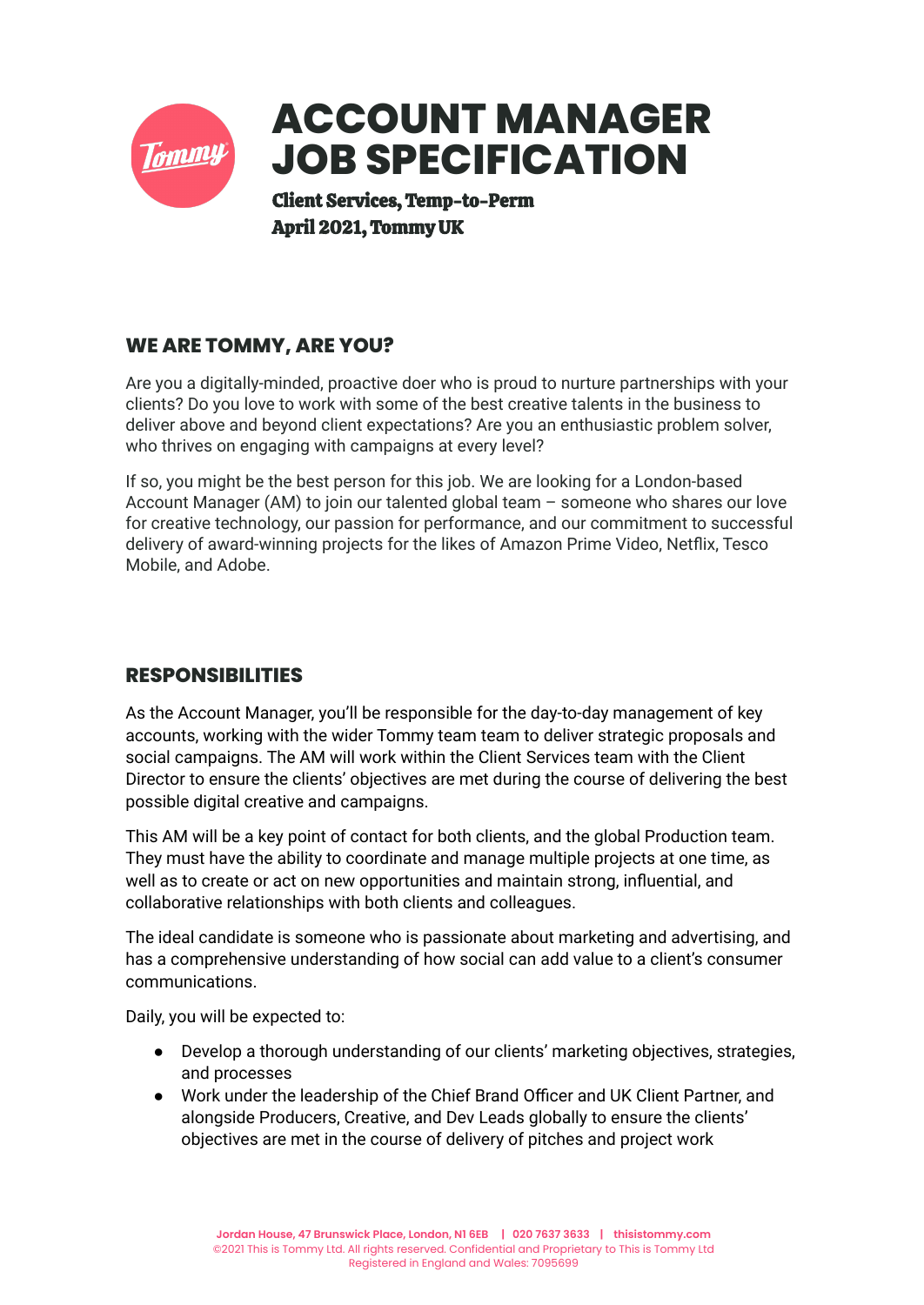# ACCOUNT MANAGER JOB SPECIFICATION

**Client Services, Temp-to-Perm**
**April 2021, Tommy UK**

## WE ARE TOMMY, ARE YOU?

Are you a digitally-minded, proactive doer who is proud to nurture partnerships with your clients? Do you love to work with some of the best creative talents in the business to deliver above and beyond client expectations? Are you an enthusiastic problem solver, who thrives on engaging with campaigns at every level?

If so, you might be the best person for this job. We are looking for a London-based Account Manager (AM) to join our talented global team – someone who shares our love for creative technology, our passion for performance, and our commitment to successful delivery of award-winning projects for the likes of Amazon Prime Video, Netflix, Tesco Mobile, and Adobe.

## RESPONSIBILITIES

As the Account Manager, you'll be responsible for the day-to-day management of key accounts, working with the wider Tommy team team to deliver strategic proposals and social campaigns. The AM will work within the Client Services team with the Client Director to ensure the clients' objectives are met during the course of delivering the best possible digital creative and campaigns.

This AM will be a key point of contact for both clients, and the global Production team. They must have the ability to coordinate and manage multiple projects at one time, as well as to create or act on new opportunities and maintain strong, influential, and collaborative relationships with both clients and colleagues.

The ideal candidate is someone who is passionate about marketing and advertising, and has a comprehensive understanding of how social can add value to a client's consumer communications.

Daily, you will be expected to:

- Develop a thorough understanding of our clients' marketing objectives, strategies, and processes
- Work under the leadership of the Chief Brand Officer and UK Client Partner, and alongside Producers, Creative, and Dev Leads globally to ensure the clients' objectives are met in the course of delivery of pitches and project work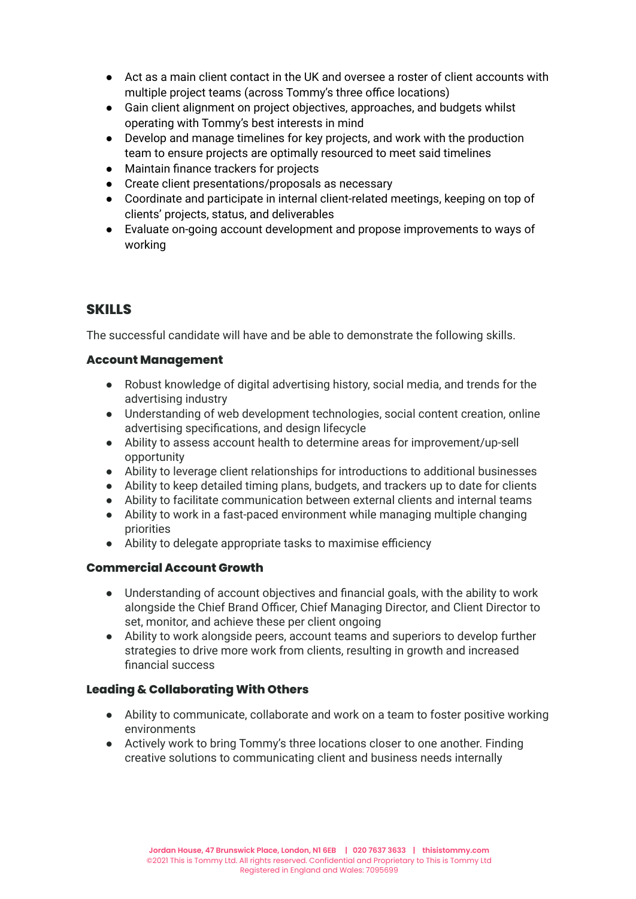- Act as a main client contact in the UK and oversee a roster of client accounts with multiple project teams (across Tommy's three office locations)
- Gain client alignment on project objectives, approaches, and budgets whilst operating with Tommy's best interests in mind
- Develop and manage timelines for key projects, and work with the production team to ensure projects are optimally resourced to meet said timelines
- Maintain finance trackers for projects
- Create client presentations/proposals as necessary
- Coordinate and participate in internal client-related meetings, keeping on top of clients' projects, status, and deliverables
- Evaluate on-going account development and propose improvements to ways of working

## SKILLS

The successful candidate will have and be able to demonstrate the following skills.

### Account Management

- Robust knowledge of digital advertising history, social media, and trends for the advertising industry
- Understanding of web development technologies, social content creation, online advertising specifications, and design lifecycle
- Ability to assess account health to determine areas for improvement/up-sell opportunity
- Ability to leverage client relationships for introductions to additional businesses
- Ability to keep detailed timing plans, budgets, and trackers up to date for clients
- Ability to facilitate communication between external clients and internal teams
- Ability to work in a fast-paced environment while managing multiple changing priorities
- Ability to delegate appropriate tasks to maximise efficiency

### Commercial Account Growth

- Understanding of account objectives and financial goals, with the ability to work alongside the Chief Brand Officer, Chief Managing Director, and Client Director to set, monitor, and achieve these per client ongoing
- Ability to work alongside peers, account teams and superiors to develop further strategies to drive more work from clients, resulting in growth and increased financial success

### Leading & Collaborating With Others

- Ability to communicate, collaborate and work on a team to foster positive working environments
- Actively work to bring Tommy's three locations closer to one another. Finding creative solutions to communicating client and business needs internally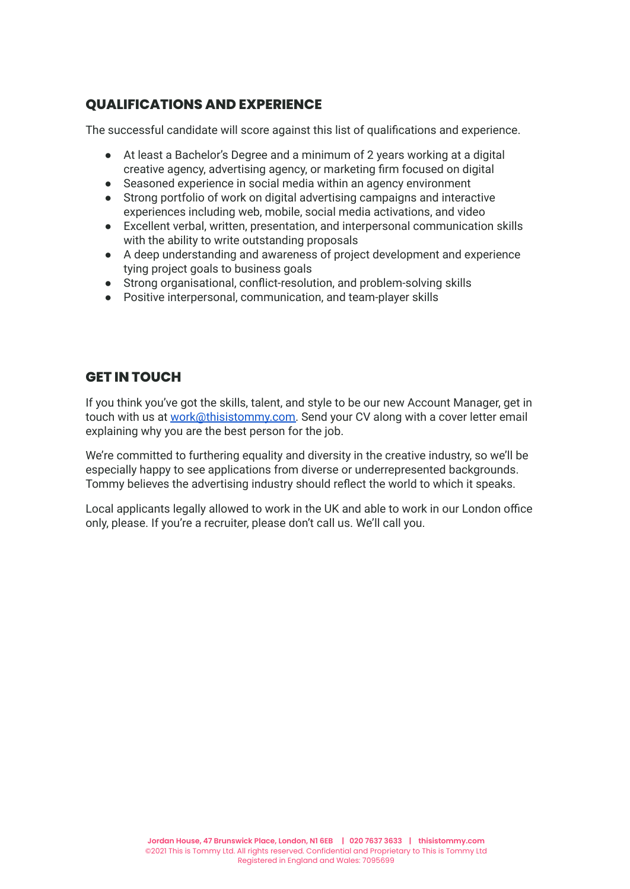## QUALIFICATIONS AND EXPERIENCE

The successful candidate will score against this list of qualifications and experience.

- At least a Bachelor's Degree and a minimum of 2 years working at a digital creative agency, advertising agency, or marketing firm focused on digital
- Seasoned experience in social media within an agency environment
- Strong portfolio of work on digital advertising campaigns and interactive experiences including web, mobile, social media activations, and video
- Excellent verbal, written, presentation, and interpersonal communication skills with the ability to write outstanding proposals
- A deep understanding and awareness of project development and experience tying project goals to business goals
- Strong organisational, conflict-resolution, and problem-solving skills
- Positive interpersonal, communication, and team-player skills

## GET IN TOUCH

If you think you've got the skills, talent, and style to be our new Account Manager, get in touch with us at work@thisistommy.com. Send your CV along with a cover letter email explaining why you are the best person for the job.

We're committed to furthering equality and diversity in the creative industry, so we'll be especially happy to see applications from diverse or underrepresented backgrounds. Tommy believes the advertising industry should reflect the world to which it speaks.

Local applicants legally allowed to work in the UK and able to work in our London office only, please. If you're a recruiter, please don't call us. We'll call you.